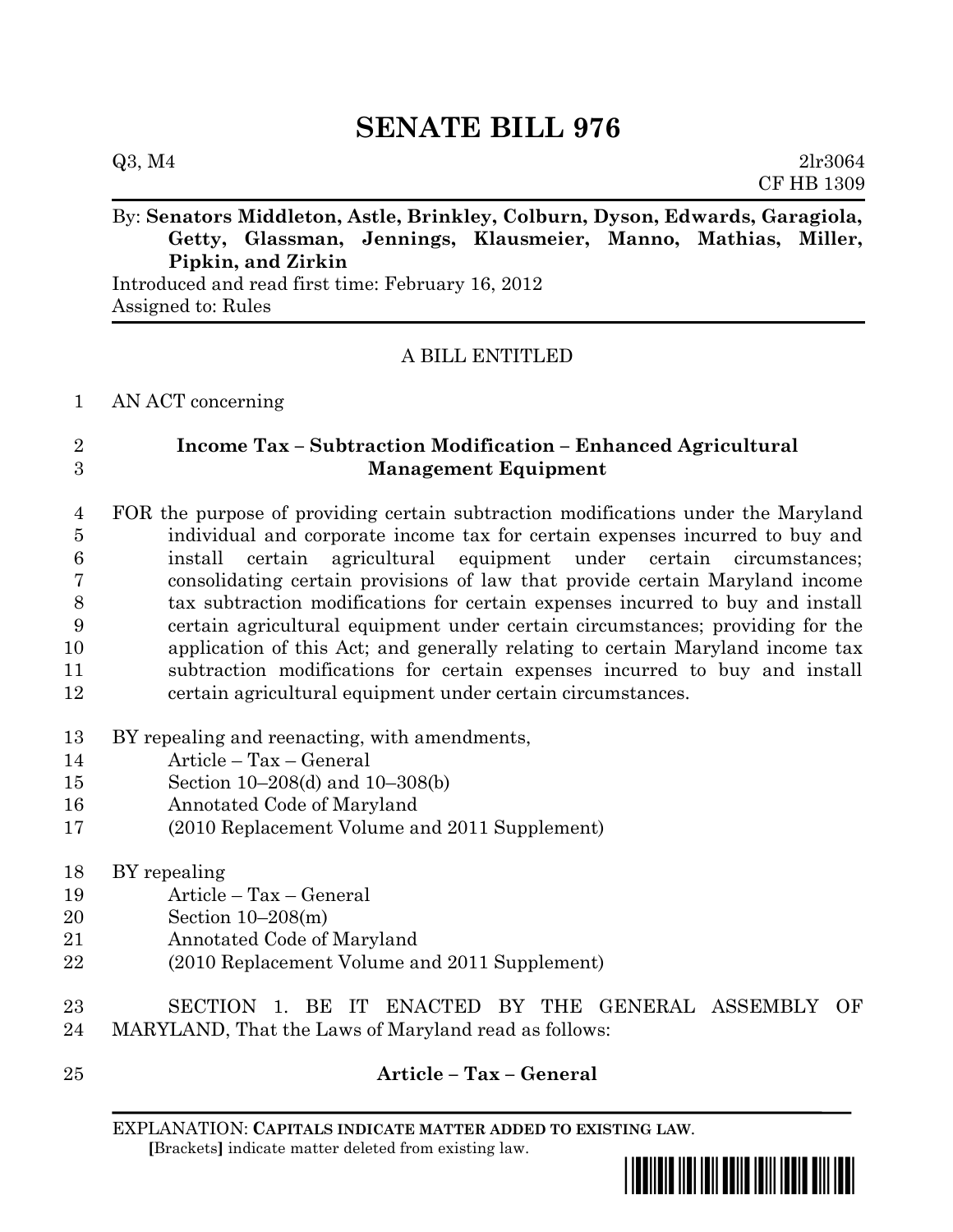# SENATE BILL 976

Q3, M4 2lr3064
CF HB 1309

By: **Senators Middleton, Astle, Brinkley, Colburn, Dyson, Edwards, Garagiola, Getty, Glassman, Jennings, Klausmeier, Manno, Mathias, Miller, Pipkin, and Zirkin**

Introduced and read first time: February 16, 2012
Assigned to: Rules

A BILL ENTITLED

1 AN ACT concerning

2 **Income Tax – Subtraction Modification – Enhanced Agricultural**
3 **Management Equipment**

4 FOR the purpose of providing certain subtraction modifications under the Maryland
5 individual and corporate income tax for certain expenses incurred to buy and
6 install certain agricultural equipment under certain circumstances;
7 consolidating certain provisions of law that provide certain Maryland income
8 tax subtraction modifications for certain expenses incurred to buy and install
9 certain agricultural equipment under certain circumstances; providing for the
10 application of this Act; and generally relating to certain Maryland income tax
11 subtraction modifications for certain expenses incurred to buy and install
12 certain agricultural equipment under certain circumstances.

13 BY repealing and reenacting, with amendments,
14 Article – Tax – General
15 Section 10–208(d) and 10–308(b)
16 Annotated Code of Maryland
17 (2010 Replacement Volume and 2011 Supplement)

18 BY repealing
19 Article – Tax – General
20 Section 10–208(m)
21 Annotated Code of Maryland
22 (2010 Replacement Volume and 2011 Supplement)

23 SECTION 1. BE IT ENACTED BY THE GENERAL ASSEMBLY OF
24 MARYLAND, That the Laws of Maryland read as follows:

25 **Article – Tax – General**

EXPLANATION: **CAPITALS INDICATE MATTER ADDED TO EXISTING LAW.**
**[**Brackets**]** indicate matter deleted from existing law.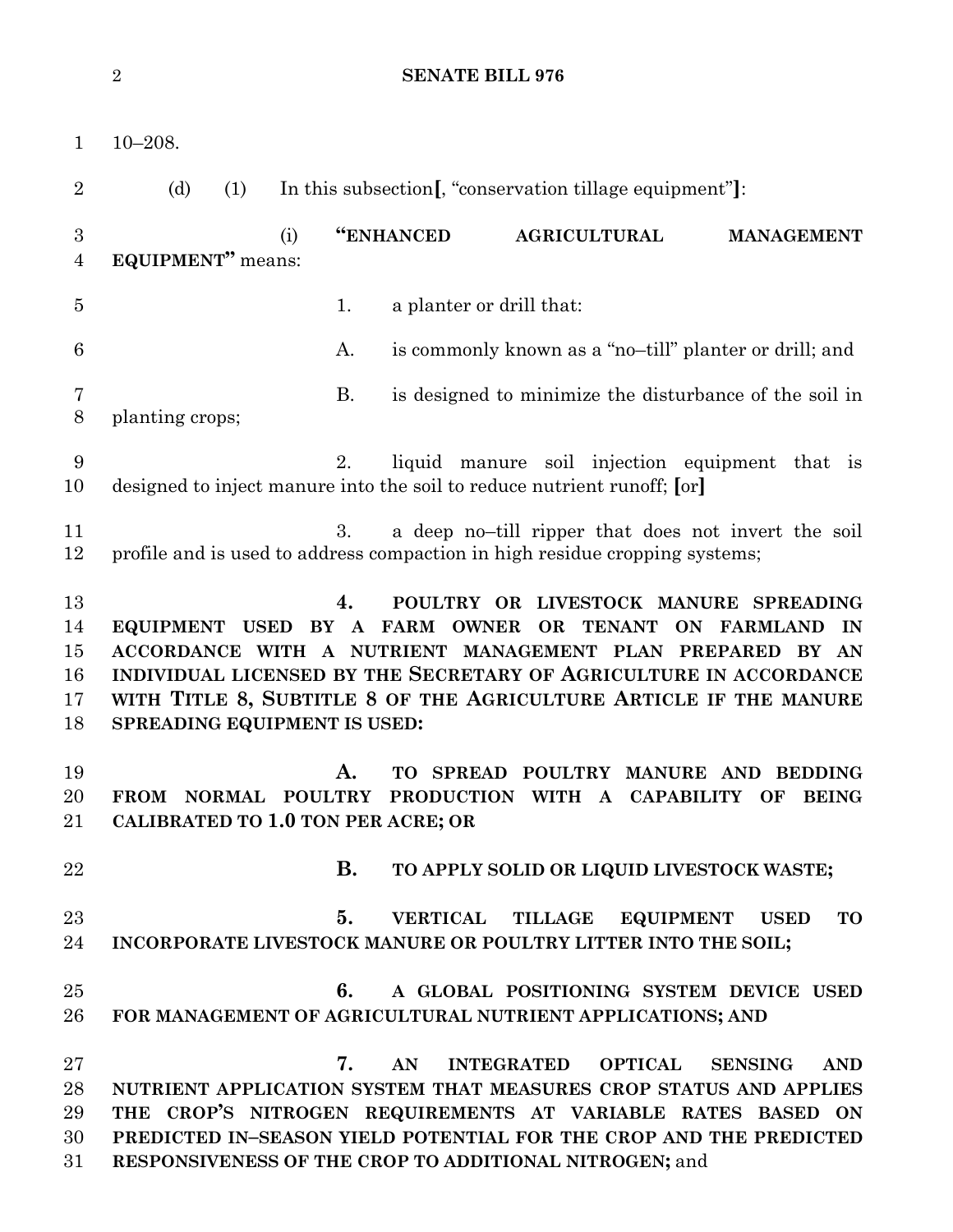10–208.

(d) (1) In this subsection[, "conservation tillage equipment"]:

(i) **"ENHANCED AGRICULTURAL MANAGEMENT EQUIPMENT"** means:

1. a planter or drill that:

A. is commonly known as a "no–till" planter or drill; and

B. is designed to minimize the disturbance of the soil in planting crops;

2. liquid manure soil injection equipment that is designed to inject manure into the soil to reduce nutrient runoff; [or]

3. a deep no–till ripper that does not invert the soil profile and is used to address compaction in high residue cropping systems;

**4. POULTRY OR LIVESTOCK MANURE SPREADING EQUIPMENT USED BY A FARM OWNER OR TENANT ON FARMLAND IN ACCORDANCE WITH A NUTRIENT MANAGEMENT PLAN PREPARED BY AN INDIVIDUAL LICENSED BY THE SECRETARY OF AGRICULTURE IN ACCORDANCE WITH TITLE 8, SUBTITLE 8 OF THE AGRICULTURE ARTICLE IF THE MANURE SPREADING EQUIPMENT IS USED:**

**A. TO SPREAD POULTRY MANURE AND BEDDING FROM NORMAL POULTRY PRODUCTION WITH A CAPABILITY OF BEING CALIBRATED TO 1.0 TON PER ACRE; OR**

**B. TO APPLY SOLID OR LIQUID LIVESTOCK WASTE;**

**5. VERTICAL TILLAGE EQUIPMENT USED TO INCORPORATE LIVESTOCK MANURE OR POULTRY LITTER INTO THE SOIL;**

**6. A GLOBAL POSITIONING SYSTEM DEVICE USED FOR MANAGEMENT OF AGRICULTURAL NUTRIENT APPLICATIONS; AND**

**7. AN INTEGRATED OPTICAL SENSING AND NUTRIENT APPLICATION SYSTEM THAT MEASURES CROP STATUS AND APPLIES THE CROP'S NITROGEN REQUIREMENTS AT VARIABLE RATES BASED ON PREDICTED IN–SEASON YIELD POTENTIAL FOR THE CROP AND THE PREDICTED RESPONSIVENESS OF THE CROP TO ADDITIONAL NITROGEN;** and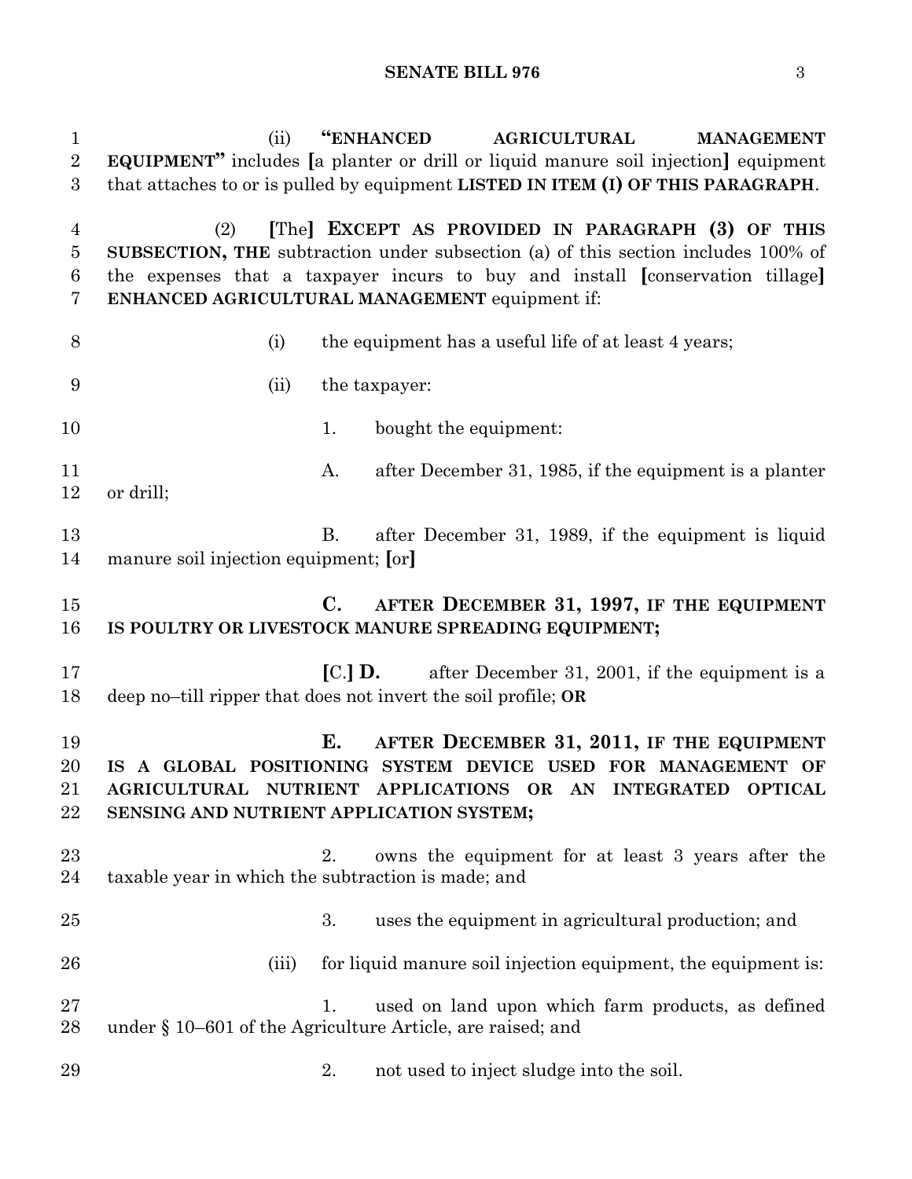(ii) **"ENHANCED AGRICULTURAL MANAGEMENT EQUIPMENT"** includes **[**a planter or drill or liquid manure soil injection**]** equipment that attaches to or is pulled by equipment **LISTED IN ITEM (I) OF THIS PARAGRAPH**.

(2) **[**The**] EXCEPT AS PROVIDED IN PARAGRAPH (3) OF THIS SUBSECTION, THE** subtraction under subsection (a) of this section includes 100% of the expenses that a taxpayer incurs to buy and install **[**conservation tillage**] ENHANCED AGRICULTURAL MANAGEMENT** equipment if:

(i) the equipment has a useful life of at least 4 years;

(ii) the taxpayer:

1. bought the equipment:

A. after December 31, 1985, if the equipment is a planter or drill;

B. after December 31, 1989, if the equipment is liquid manure soil injection equipment; **[**or**]**

**C. AFTER DECEMBER 31, 1997, IF THE EQUIPMENT IS POULTRY OR LIVESTOCK MANURE SPREADING EQUIPMENT;**

**[**C.**] D.** after December 31, 2001, if the equipment is a deep no–till ripper that does not invert the soil profile; **OR**

**E. AFTER DECEMBER 31, 2011, IF THE EQUIPMENT IS A GLOBAL POSITIONING SYSTEM DEVICE USED FOR MANAGEMENT OF AGRICULTURAL NUTRIENT APPLICATIONS OR AN INTEGRATED OPTICAL SENSING AND NUTRIENT APPLICATION SYSTEM;**

2. owns the equipment for at least 3 years after the taxable year in which the subtraction is made; and

3. uses the equipment in agricultural production; and

(iii) for liquid manure soil injection equipment, the equipment is:

1. used on land upon which farm products, as defined under § 10–601 of the Agriculture Article, are raised; and

2. not used to inject sludge into the soil.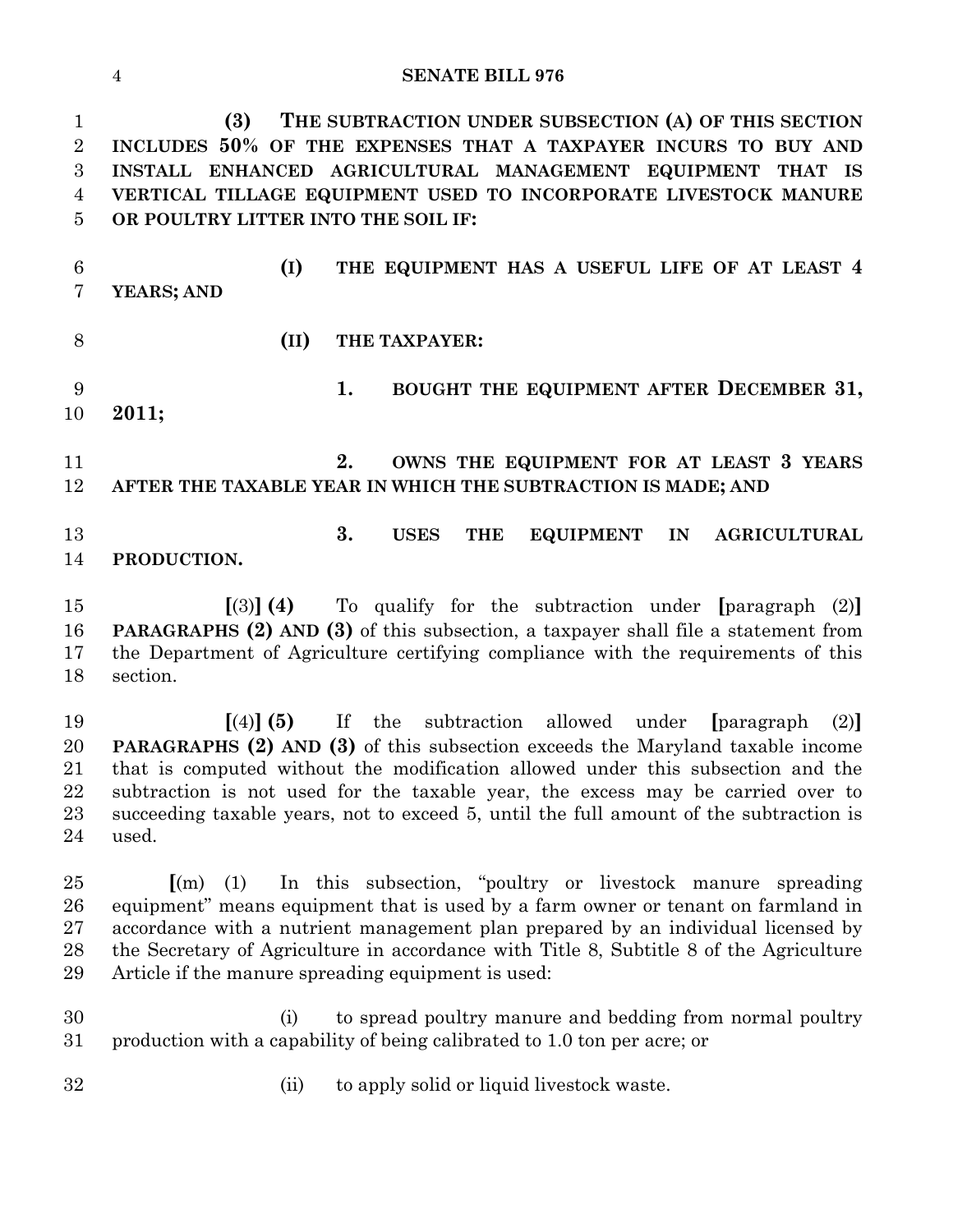**(3) THE SUBTRACTION UNDER SUBSECTION (A) OF THIS SECTION INCLUDES 50% OF THE EXPENSES THAT A TAXPAYER INCURS TO BUY AND INSTALL ENHANCED AGRICULTURAL MANAGEMENT EQUIPMENT THAT IS VERTICAL TILLAGE EQUIPMENT USED TO INCORPORATE LIVESTOCK MANURE OR POULTRY LITTER INTO THE SOIL IF:**

**(I) THE EQUIPMENT HAS A USEFUL LIFE OF AT LEAST 4 YEARS; AND**

**(II) THE TAXPAYER:**

**1. BOUGHT THE EQUIPMENT AFTER DECEMBER 31, 2011;**

**2. OWNS THE EQUIPMENT FOR AT LEAST 3 YEARS AFTER THE TAXABLE YEAR IN WHICH THE SUBTRACTION IS MADE; AND**

**3. USES THE EQUIPMENT IN AGRICULTURAL PRODUCTION.**

**[**(3)**] (4)** To qualify for the subtraction under **[**paragraph (2)**] PARAGRAPHS (2) AND (3)** of this subsection, a taxpayer shall file a statement from the Department of Agriculture certifying compliance with the requirements of this section.

**[**(4)**] (5)** If the subtraction allowed under **[**paragraph (2)**] PARAGRAPHS (2) AND (3)** of this subsection exceeds the Maryland taxable income that is computed without the modification allowed under this subsection and the subtraction is not used for the taxable year, the excess may be carried over to succeeding taxable years, not to exceed 5, until the full amount of the subtraction is used.

**[**(m) (1) In this subsection, "poultry or livestock manure spreading equipment" means equipment that is used by a farm owner or tenant on farmland in accordance with a nutrient management plan prepared by an individual licensed by the Secretary of Agriculture in accordance with Title 8, Subtitle 8 of the Agriculture Article if the manure spreading equipment is used:

(i) to spread poultry manure and bedding from normal poultry production with a capability of being calibrated to 1.0 ton per acre; or

(ii) to apply solid or liquid livestock waste.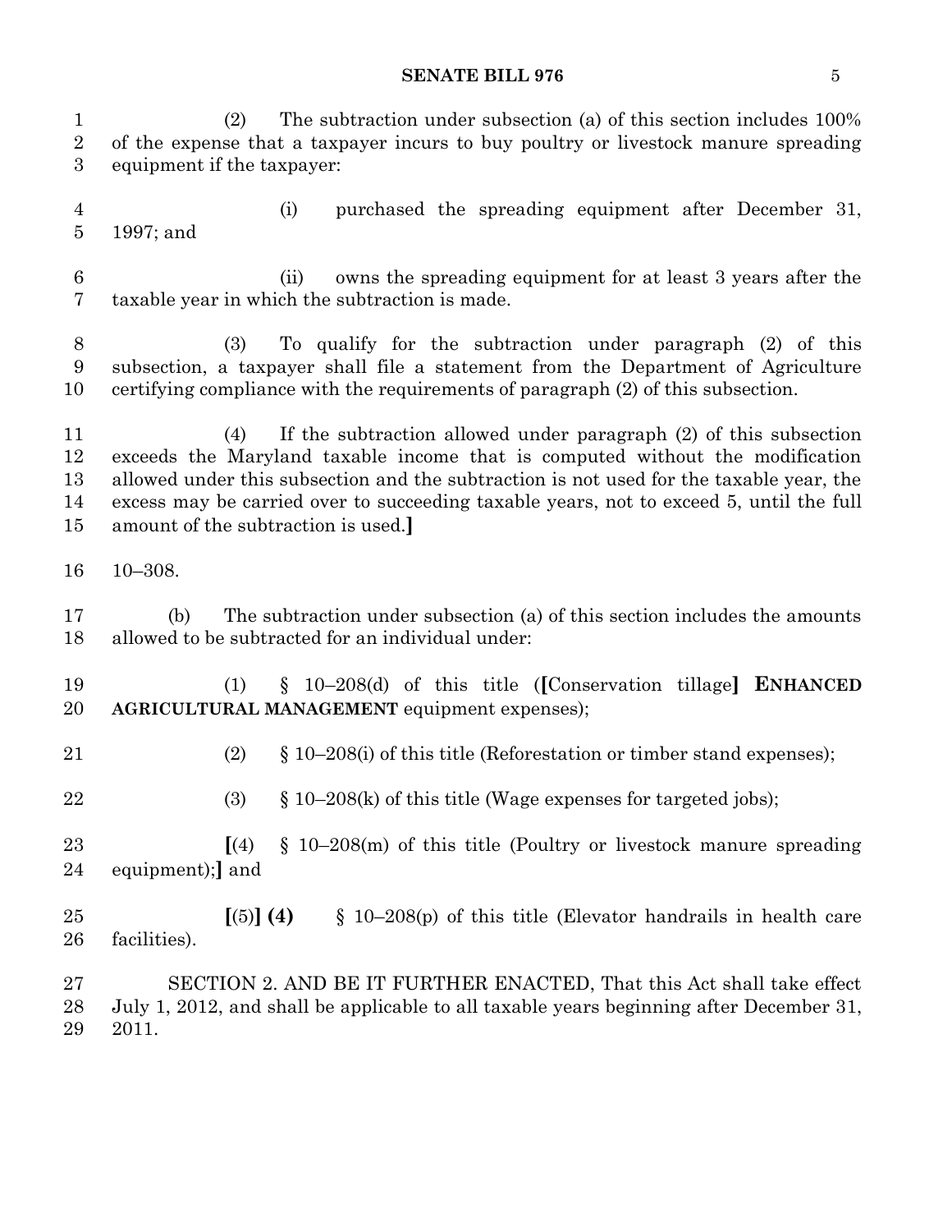(2) The subtraction under subsection (a) of this section includes 100% of the expense that a taxpayer incurs to buy poultry or livestock manure spreading equipment if the taxpayer:

(i) purchased the spreading equipment after December 31, 1997; and

(ii) owns the spreading equipment for at least 3 years after the taxable year in which the subtraction is made.

(3) To qualify for the subtraction under paragraph (2) of this subsection, a taxpayer shall file a statement from the Department of Agriculture certifying compliance with the requirements of paragraph (2) of this subsection.

(4) If the subtraction allowed under paragraph (2) of this subsection exceeds the Maryland taxable income that is computed without the modification allowed under this subsection and the subtraction is not used for the taxable year, the excess may be carried over to succeeding taxable years, not to exceed 5, until the full amount of the subtraction is used.**]**

10–308.

(b) The subtraction under subsection (a) of this section includes the amounts allowed to be subtracted for an individual under:

(1) § 10–208(d) of this title (**[**Conservation tillage**]** **ENHANCED AGRICULTURAL MANAGEMENT** equipment expenses);

(2) § 10–208(i) of this title (Reforestation or timber stand expenses);

(3) § 10–208(k) of this title (Wage expenses for targeted jobs);

**[**(4) § 10–208(m) of this title (Poultry or livestock manure spreading equipment);**]** and

**[**(5)**]** **(4)** § 10–208(p) of this title (Elevator handrails in health care facilities).

SECTION 2. AND BE IT FURTHER ENACTED, That this Act shall take effect July 1, 2012, and shall be applicable to all taxable years beginning after December 31, 2011.